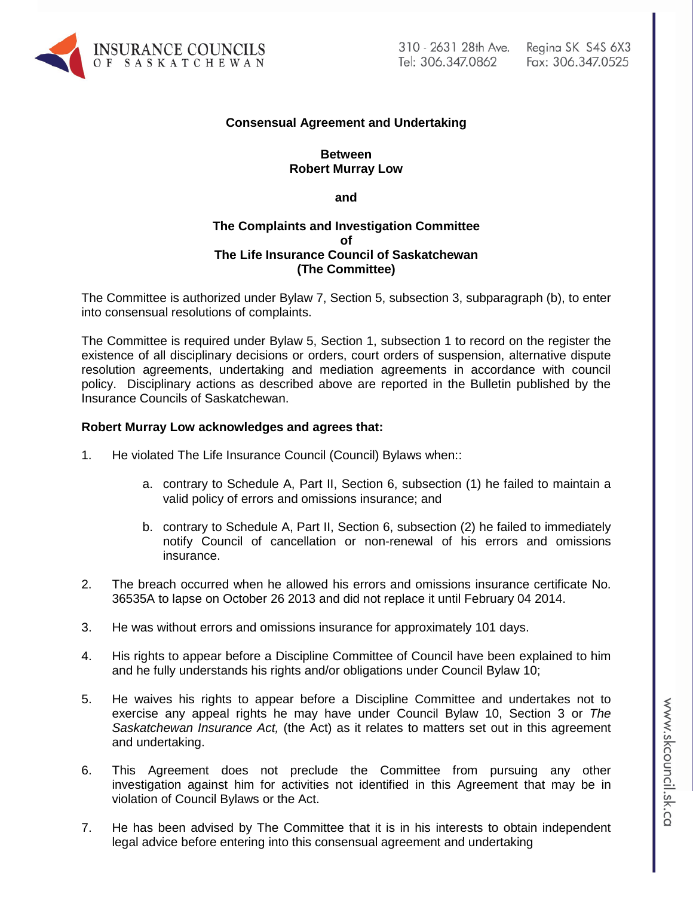**Consensual Agreement and Undertaking**

**Between**
**Robert Murray Low**

**and**

**The Complaints and Investigation Committee**
**of**
**The Life Insurance Council of Saskatchewan**
**(The Committee)**

The Committee is authorized under Bylaw 7, Section 5, subsection 3, subparagraph (b), to enter into consensual resolutions of complaints.

The Committee is required under Bylaw 5, Section 1, subsection 1 to record on the register the existence of all disciplinary decisions or orders, court orders of suspension, alternative dispute resolution agreements, undertaking and mediation agreements in accordance with council policy. Disciplinary actions as described above are reported in the Bulletin published by the Insurance Councils of Saskatchewan.

**Robert Murray Low acknowledges and agrees that:**

1. He violated The Life Insurance Council (Council) Bylaws when::

    a. contrary to Schedule A, Part II, Section 6, subsection (1) he failed to maintain a valid policy of errors and omissions insurance; and

    b. contrary to Schedule A, Part II, Section 6, subsection (2) he failed to immediately notify Council of cancellation or non-renewal of his errors and omissions insurance.

2. The breach occurred when he allowed his errors and omissions insurance certificate No. 36535A to lapse on October 26 2013 and did not replace it until February 04 2014.

3. He was without errors and omissions insurance for approximately 101 days.

4. His rights to appear before a Discipline Committee of Council have been explained to him and he fully understands his rights and/or obligations under Council Bylaw 10;

5. He waives his rights to appear before a Discipline Committee and undertakes not to exercise any appeal rights he may have under Council Bylaw 10, Section 3 or *The Saskatchewan Insurance Act,* (the Act) as it relates to matters set out in this agreement and undertaking.

6. This Agreement does not preclude the Committee from pursuing any other investigation against him for activities not identified in this Agreement that may be in violation of Council Bylaws or the Act.

7. He has been advised by The Committee that it is in his interests to obtain independent legal advice before entering into this consensual agreement and undertaking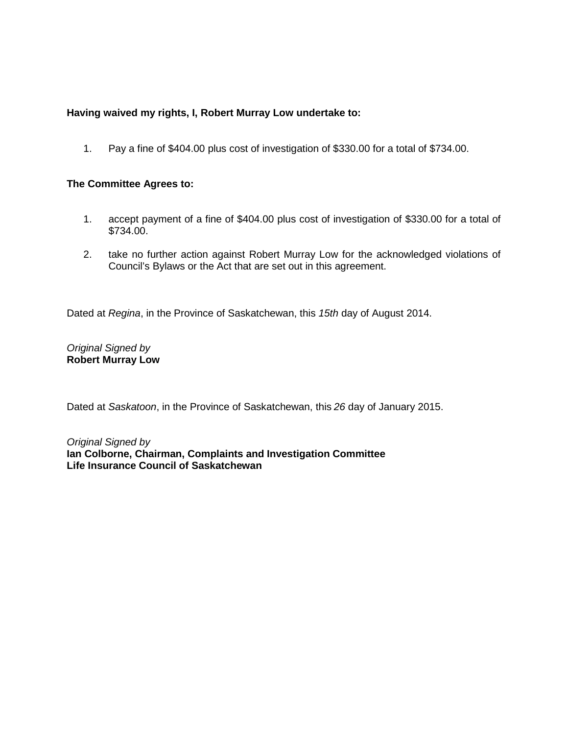**Having waived my rights, I, Robert Murray Low undertake to:**

1. Pay a fine of $404.00 plus cost of investigation of $330.00 for a total of $734.00.

**The Committee Agrees to:**

1. accept payment of a fine of $404.00 plus cost of investigation of $330.00 for a total of $734.00.
2. take no further action against Robert Murray Low for the acknowledged violations of Council's Bylaws or the Act that are set out in this agreement.

Dated at *Regina*, in the Province of Saskatchewan, this *15th* day of August 2014.

*Original Signed by*  
**Robert Murray Low**

Dated at *Saskatoon*, in the Province of Saskatchewan, this *26* day of January 2015.

*Original Signed by*  
**Ian Colborne, Chairman, Complaints and Investigation Committee**  
**Life Insurance Council of Saskatchewan**